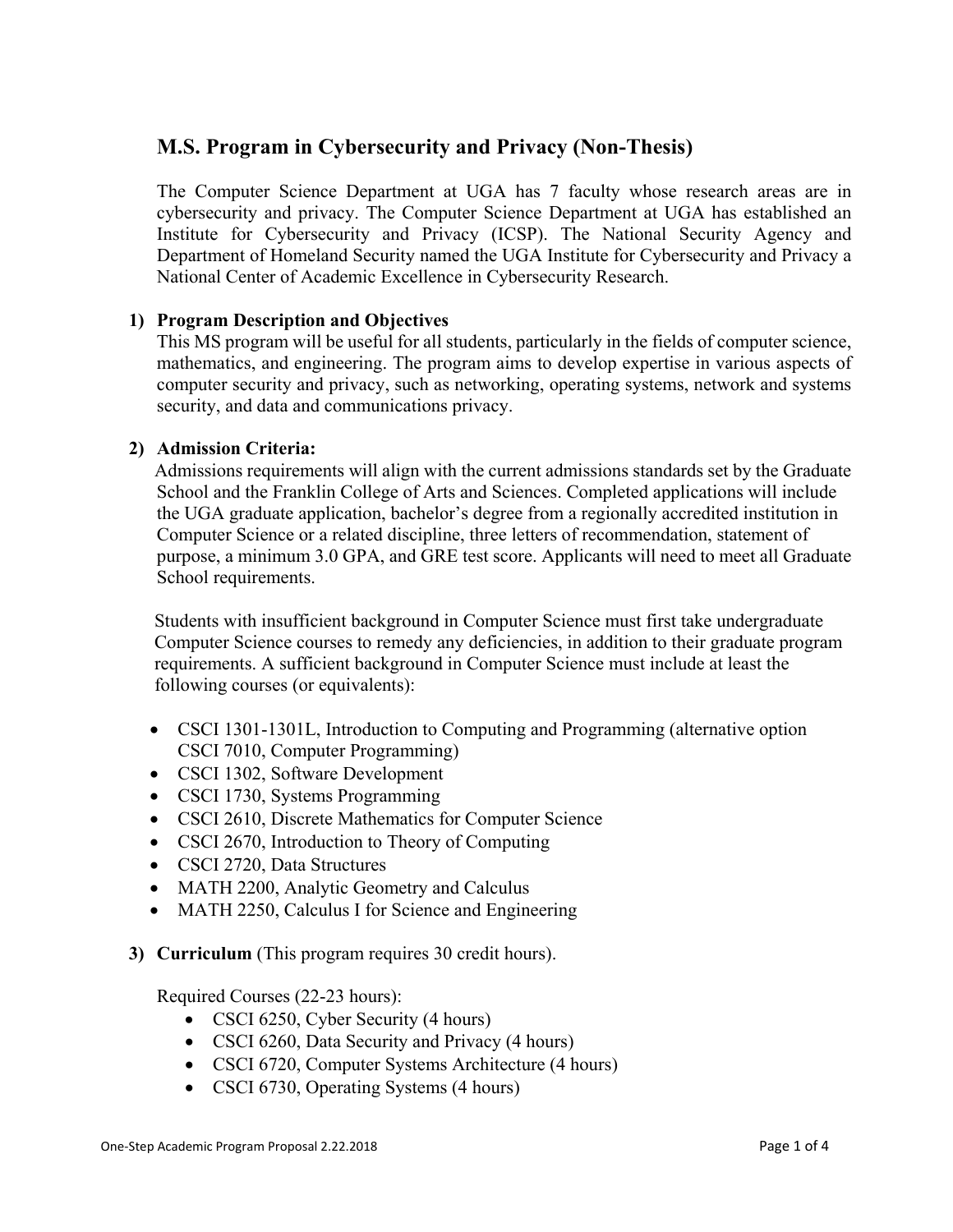# M.S. Program in Cybersecurity and Privacy (Non-Thesis)

The Computer Science Department at UGA has 7 faculty whose research areas are in cybersecurity and privacy. The Computer Science Department at UGA has established an Institute for Cybersecurity and Privacy (ICSP). The National Security Agency and Department of Homeland Security named the UGA Institute for Cybersecurity and Privacy a National Center of Academic Excellence in Cybersecurity Research.

## 1) Program Description and Objectives

This MS program will be useful for all students, particularly in the fields of computer science, mathematics, and engineering. The program aims to develop expertise in various aspects of computer security and privacy, such as networking, operating systems, network and systems security, and data and communications privacy.

## 2) Admission Criteria:

Admissions requirements will align with the current admissions standards set by the Graduate School and the Franklin College of Arts and Sciences. Completed applications will include the UGA graduate application, bachelor's degree from a regionally accredited institution in Computer Science or a related discipline, three letters of recommendation, statement of purpose, a minimum 3.0 GPA, and GRE test score. Applicants will need to meet all Graduate School requirements.

Students with insufficient background in Computer Science must first take undergraduate Computer Science courses to remedy any deficiencies, in addition to their graduate program requirements. A sufficient background in Computer Science must include at least the following courses (or equivalents):

- CSCI 1301-1301L, Introduction to Computing and Programming (alternative option CSCI 7010, Computer Programming)
- CSCI 1302, Software Development
- CSCI 1730, Systems Programming
- CSCI 2610, Discrete Mathematics for Computer Science
- CSCI 2670, Introduction to Theory of Computing
- CSCI 2720, Data Structures
- MATH 2200, Analytic Geometry and Calculus
- MATH 2250, Calculus I for Science and Engineering

## 3) Curriculum (This program requires 30 credit hours).

Required Courses (22-23 hours):

- CSCI 6250, Cyber Security (4 hours)
- CSCI 6260, Data Security and Privacy (4 hours)
- CSCI 6720, Computer Systems Architecture (4 hours)
- CSCI 6730, Operating Systems (4 hours)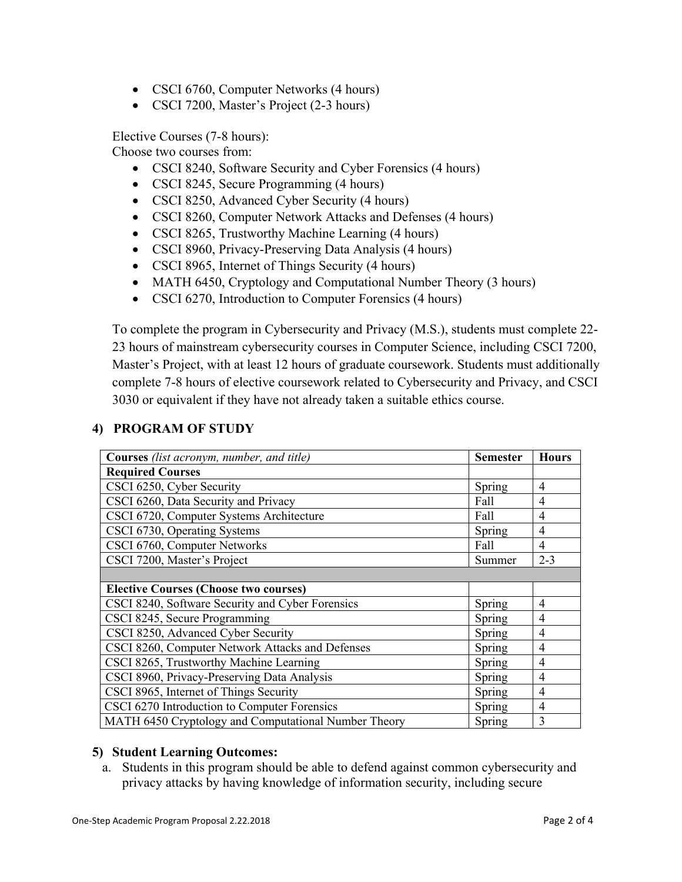- CSCI 6760, Computer Networks (4 hours)
- CSCI 7200, Master's Project (2-3 hours)

Elective Courses (7-8 hours):
Choose two courses from:

- CSCI 8240, Software Security and Cyber Forensics (4 hours)
- CSCI 8245, Secure Programming (4 hours)
- CSCI 8250, Advanced Cyber Security (4 hours)
- CSCI 8260, Computer Network Attacks and Defenses (4 hours)
- CSCI 8265, Trustworthy Machine Learning (4 hours)
- CSCI 8960, Privacy-Preserving Data Analysis (4 hours)
- CSCI 8965, Internet of Things Security (4 hours)
- MATH 6450, Cryptology and Computational Number Theory (3 hours)
- CSCI 6270, Introduction to Computer Forensics (4 hours)

To complete the program in Cybersecurity and Privacy (M.S.), students must complete 22-23 hours of mainstream cybersecurity courses in Computer Science, including CSCI 7200, Master's Project, with at least 12 hours of graduate coursework. Students must additionally complete 7-8 hours of elective coursework related to Cybersecurity and Privacy, and CSCI 3030 or equivalent if they have not already taken a suitable ethics course.

## 4) PROGRAM OF STUDY

| **Courses** *(list acronym, number, and title)* | **Semester** | **Hours** |
|---|---|---|
| **Required Courses** | | |
| CSCI 6250, Cyber Security | Spring | 4 |
| CSCI 6260, Data Security and Privacy | Fall | 4 |
| CSCI 6720, Computer Systems Architecture | Fall | 4 |
| CSCI 6730, Operating Systems | Spring | 4 |
| CSCI 6760, Computer Networks | Fall | 4 |
| CSCI 7200, Master's Project | Summer | 2-3 |
| | | |
| **Elective Courses (Choose two courses)** | | |
| CSCI 8240, Software Security and Cyber Forensics | Spring | 4 |
| CSCI 8245, Secure Programming | Spring | 4 |
| CSCI 8250, Advanced Cyber Security | Spring | 4 |
| CSCI 8260, Computer Network Attacks and Defenses | Spring | 4 |
| CSCI 8265, Trustworthy Machine Learning | Spring | 4 |
| CSCI 8960, Privacy-Preserving Data Analysis | Spring | 4 |
| CSCI 8965, Internet of Things Security | Spring | 4 |
| CSCI 6270 Introduction to Computer Forensics | Spring | 4 |
| MATH 6450 Cryptology and Computational Number Theory | Spring | 3 |

## 5) Student Learning Outcomes:

a. Students in this program should be able to defend against common cybersecurity and privacy attacks by having knowledge of information security, including secure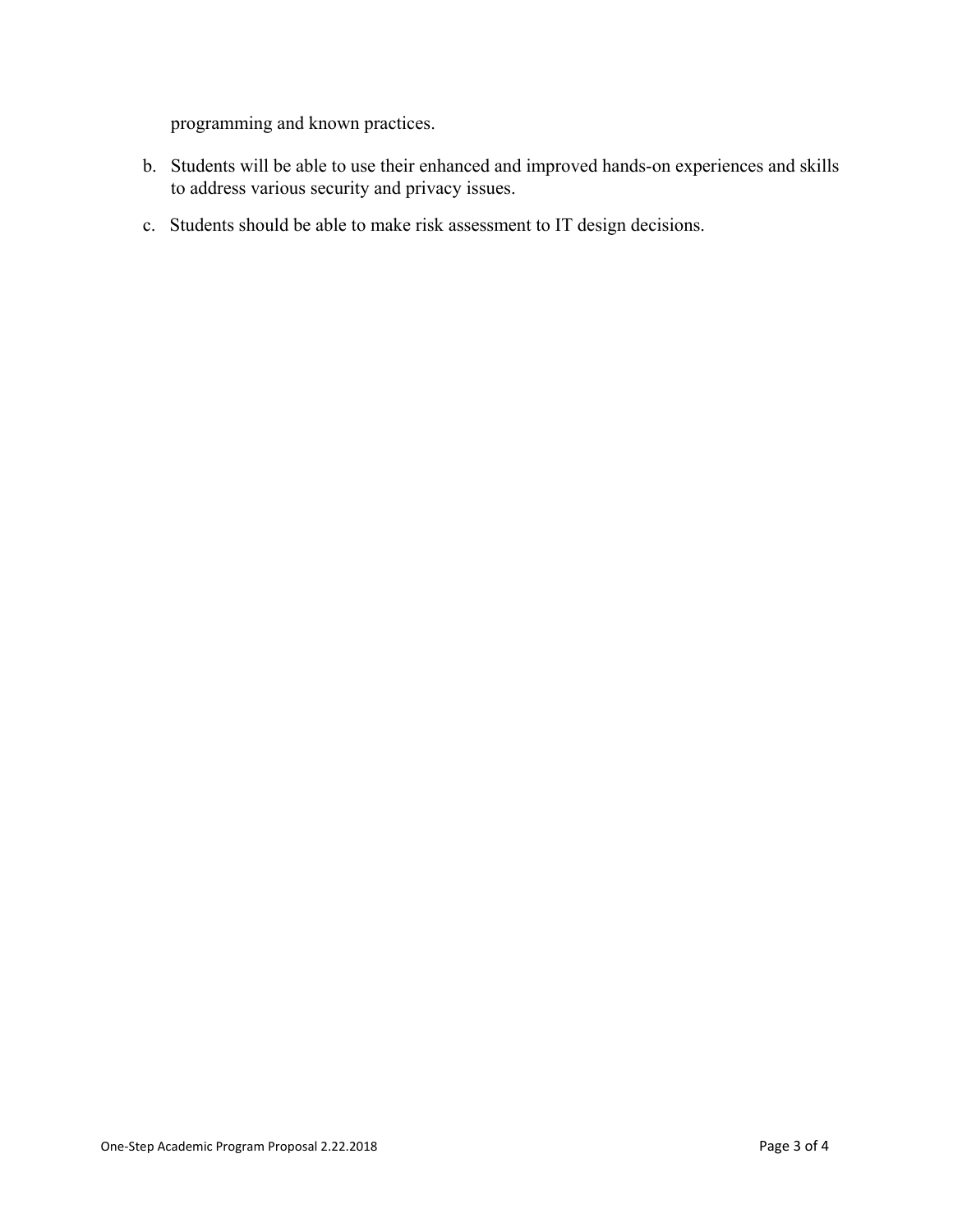programming and known practices.

b. Students will be able to use their enhanced and improved hands-on experiences and skills to address various security and privacy issues.

c. Students should be able to make risk assessment to IT design decisions.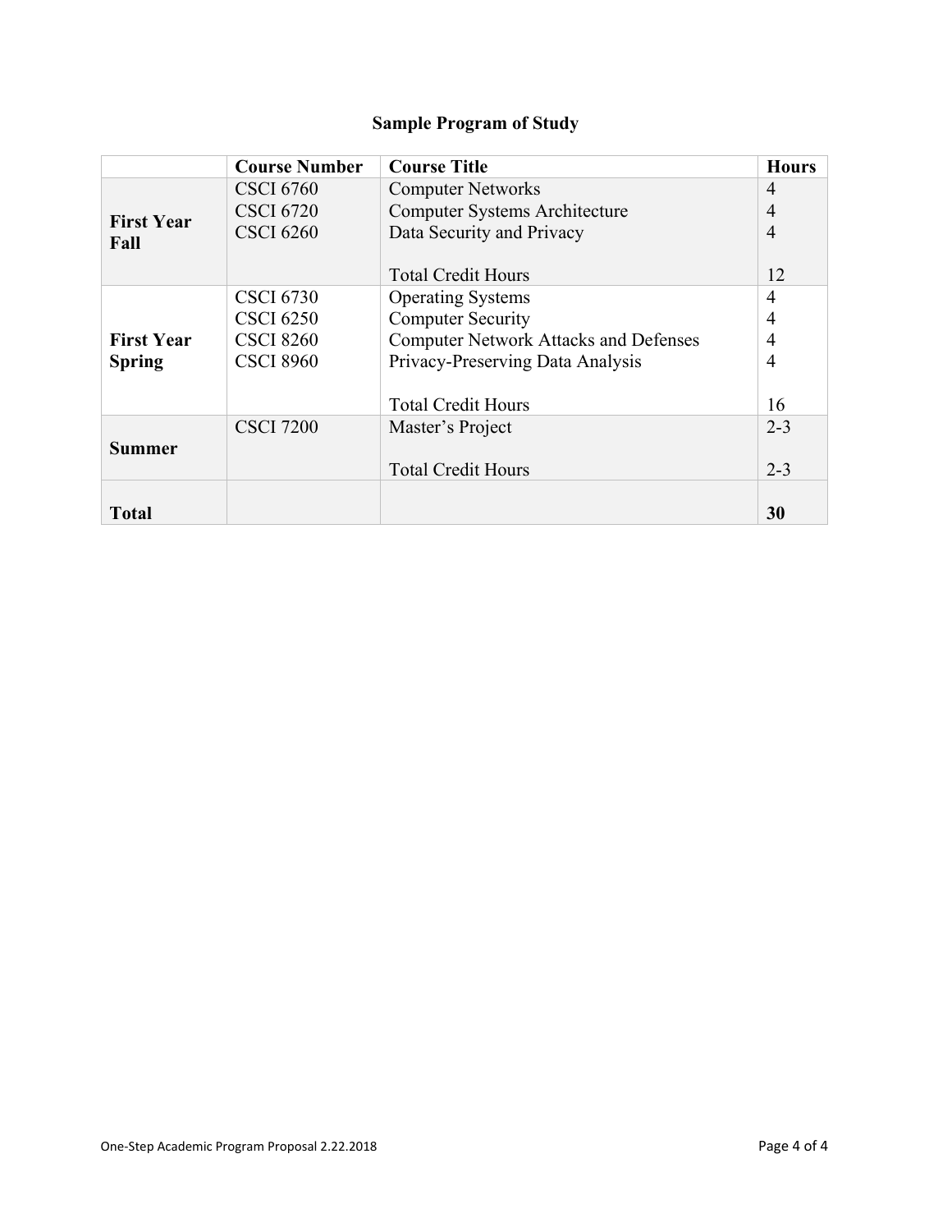## Sample Program of Study

| | Course Number | Course Title | Hours |
|---|---|---|---|
| **First Year Fall** | CSCI 6760 | Computer Networks | 4 |
| | CSCI 6720 | Computer Systems Architecture | 4 |
| | CSCI 6260 | Data Security and Privacy | 4 |
| | | Total Credit Hours | 12 |
| **First Year Spring** | CSCI 6730 | Operating Systems | 4 |
| | CSCI 6250 | Computer Security | 4 |
| | CSCI 8260 | Computer Network Attacks and Defenses | 4 |
| | CSCI 8960 | Privacy-Preserving Data Analysis | 4 |
| | | Total Credit Hours | 16 |
| **Summer** | CSCI 7200 | Master's Project | 2-3 |
| | | Total Credit Hours | 2-3 |
| **Total** | | | **30** |